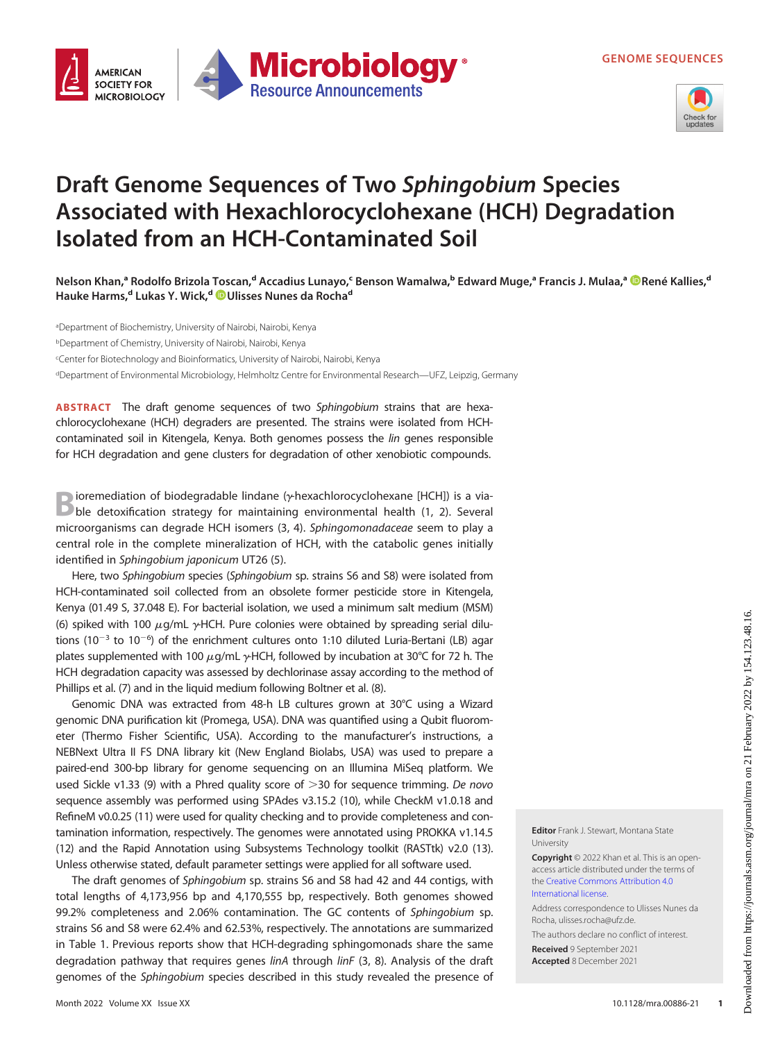# Draft Genome Sequences of Two *Sphingobium* Species Associated with Hexachlorocyclohexane (HCH) Degradation Isolated from an HCH-Contaminated Soil

**Nelson Khan,[a] Rodolfo Brizola Toscan,[d] Accadius Lunayo,[c] Benson Wamalwa,[b] Edward Muge,[a] Francis J. Mulaa,[a] René Kallies,[d] Hauke Harms,[d] Lukas Y. Wick,[d] Ulisses Nunes da Rocha[d]**

[a]Department of Biochemistry, University of Nairobi, Nairobi, Kenya
[b]Department of Chemistry, University of Nairobi, Nairobi, Kenya
[c]Center for Biotechnology and Bioinformatics, University of Nairobi, Nairobi, Kenya
[d]Department of Environmental Microbiology, Helmholtz Centre for Environmental Research—UFZ, Leipzig, Germany

**ABSTRACT** The draft genome sequences of two *Sphingobium* strains that are hexachlorocyclohexane (HCH) degraders are presented. The strains were isolated from HCH-contaminated soil in Kitengela, Kenya. Both genomes possess the *lin* genes responsible for HCH degradation and gene clusters for degradation of other xenobiotic compounds.

Bioremediation of biodegradable lindane (γ-hexachlorocyclohexane [HCH]) is a viable detoxification strategy for maintaining environmental health (1, 2). Several microorganisms can degrade HCH isomers (3, 4). *Sphingomonadaceae* seem to play a central role in the complete mineralization of HCH, with the catabolic genes initially identified in *Sphingobium japonicum* UT26 (5).

Here, two *Sphingobium* species (*Sphingobium* sp. strains S6 and S8) were isolated from HCH-contaminated soil collected from an obsolete former pesticide store in Kitengela, Kenya (01.49 S, 37.048 E). For bacterial isolation, we used a minimum salt medium (MSM) (6) spiked with 100 μg/mL γ-HCH. Pure colonies were obtained by spreading serial dilutions ($10^{-3}$ to $10^{-6}$) of the enrichment cultures onto 1:10 diluted Luria-Bertani (LB) agar plates supplemented with 100 μg/mL γ-HCH, followed by incubation at 30°C for 72 h. The HCH degradation capacity was assessed by dechlorinase assay according to the method of Phillips et al. (7) and in the liquid medium following Boltner et al. (8).

Genomic DNA was extracted from 48-h LB cultures grown at 30°C using a Wizard genomic DNA purification kit (Promega, USA). DNA was quantified using a Qubit fluorometer (Thermo Fisher Scientific, USA). According to the manufacturer's instructions, a NEBNext Ultra II FS DNA library kit (New England Biolabs, USA) was used to prepare a paired-end 300-bp library for genome sequencing on an Illumina MiSeq platform. We used Sickle v1.33 (9) with a Phred quality score of >30 for sequence trimming. *De novo* sequence assembly was performed using SPAdes v3.15.2 (10), while CheckM v1.0.18 and RefineM v0.0.25 (11) were used for quality checking and to provide completeness and contamination information, respectively. The genomes were annotated using PROKKA v1.14.5 (12) and the Rapid Annotation using Subsystems Technology toolkit (RASTtk) v2.0 (13). Unless otherwise stated, default parameter settings were applied for all software used.

The draft genomes of *Sphingobium* sp. strains S6 and S8 had 42 and 44 contigs, with total lengths of 4,173,956 bp and 4,170,555 bp, respectively. Both genomes showed 99.2% completeness and 2.06% contamination. The GC contents of *Sphingobium* sp. strains S6 and S8 were 62.4% and 62.53%, respectively. The annotations are summarized in Table 1. Previous reports show that HCH-degrading sphingomonads share the same degradation pathway that requires genes *linA* through *linF* (3, 8). Analysis of the draft genomes of the *Sphingobium* species described in this study revealed the presence of

**Editor** Frank J. Stewart, Montana State University

**Copyright** © 2022 Khan et al. This is an open-access article distributed under the terms of the Creative Commons Attribution 4.0 International license.

Address correspondence to Ulisses Nunes da Rocha, ulisses.rocha@ufz.de.

The authors declare no conflict of interest.

**Received** 9 September 2021
**Accepted** 8 December 2021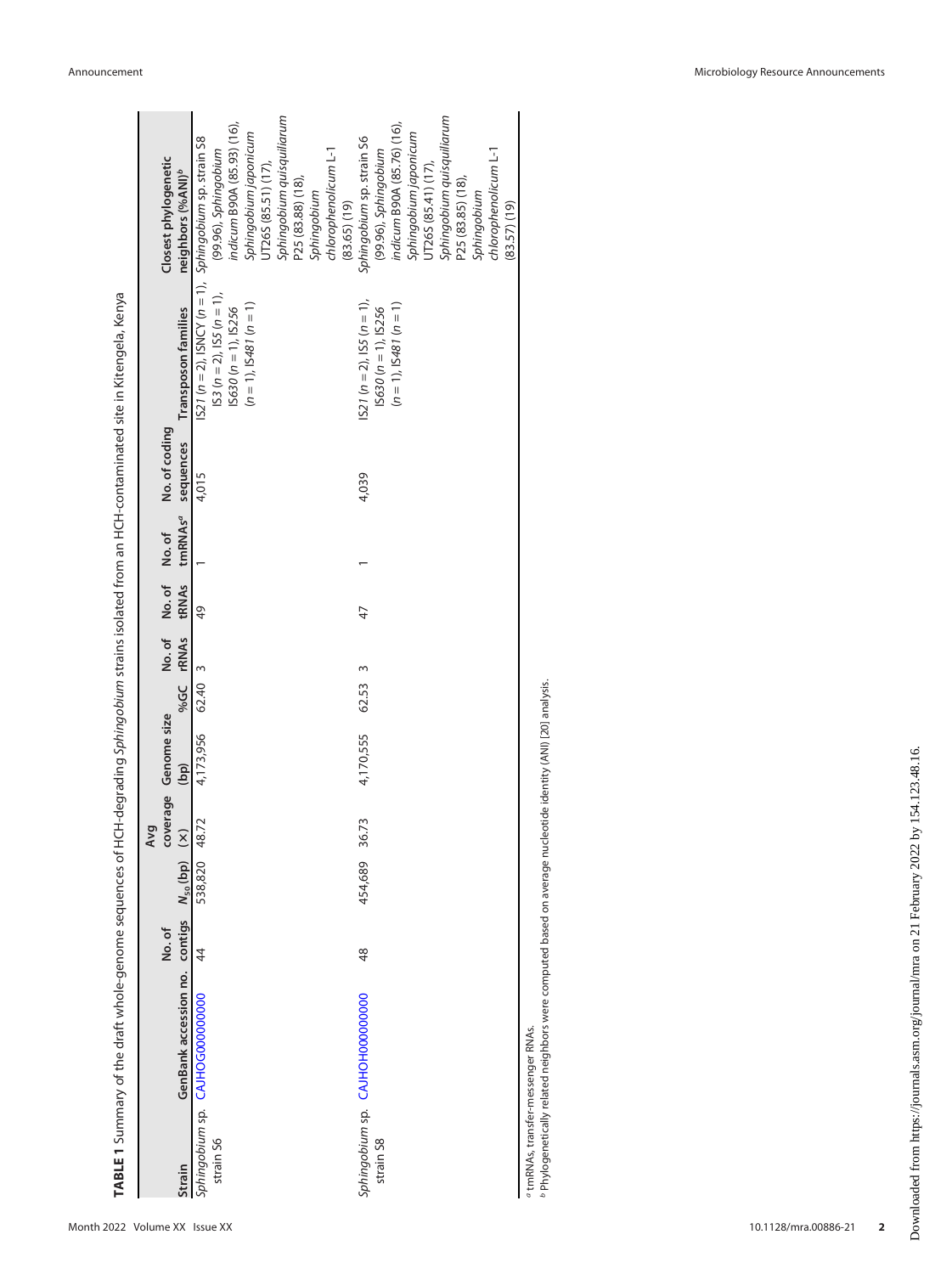**TABLE 1** Summary of the draft whole-genome sequences of HCH-degrading *Sphingobium* strains isolated from an HCH-contaminated site in Kitengela, Kenya

| Strain | GenBank accession no. | No. of contigs | $N_{50}$ (bp) | Avg coverage (×) | Genome size (bp) | %GC | No. of rRNAs | No. of tRNAs | No. of tmRNAs[a] | No. of coding sequences | Transposon families | Closest phylogenetic neighbors (%ANI)[b] |
|---|---|---|---|---|---|---|---|---|---|---|---|---|
| *Sphingobium* sp. strain S6 | CAJHOG000000000 | 44 | 538,820 | 48.72 | 4,173,956 | 62.40 | 3 | 49 | 1 | 4,015 | IS*21* (*n* = 2), ISNCY (*n* = 1), IS*3* (*n* = 2), IS*5* (*n* = 1), IS*630* (*n* = 1), IS*256* (*n* = 1), IS*481* (*n* = 1) | *Sphingobium* sp. strain S8 (99.96), *Sphingobium indicum* B90A (85.93) (16), *Sphingobium japonicum* UT26S (85.51) (17), *Sphingobium quisquillarum* P25 (83.88) (18), *Sphingobium chlorophenolicum* L-1 (83.65) (19) |
| *Sphingobium* sp. strain S8 | CAJHOH000000000 | 48 | 454,689 | 36.73 | 4,170,555 | 62.53 | 3 | 47 | 1 | 4,039 | IS*21* (*n* = 2), IS*5* (*n* = 1), IS*630* (*n* = 1), IS*256* (*n* = 1), IS*481* (*n* = 1) | *Sphingobium* sp. strain S6 (99.96), *Sphingobium indicum* B90A (85.76) (16), *Sphingobium japonicum* UT26S (85.41) (17), *Sphingobium quisquillarum* P25 (83.85) (18), *Sphingobium chlorophenolicum* L-1 (83.57) (19) |

[a] tmRNAs, transfer-messenger RNAs.
[b] Phylogenetically related neighbors were computed based on average nucleotide identity (ANI) (20) analysis.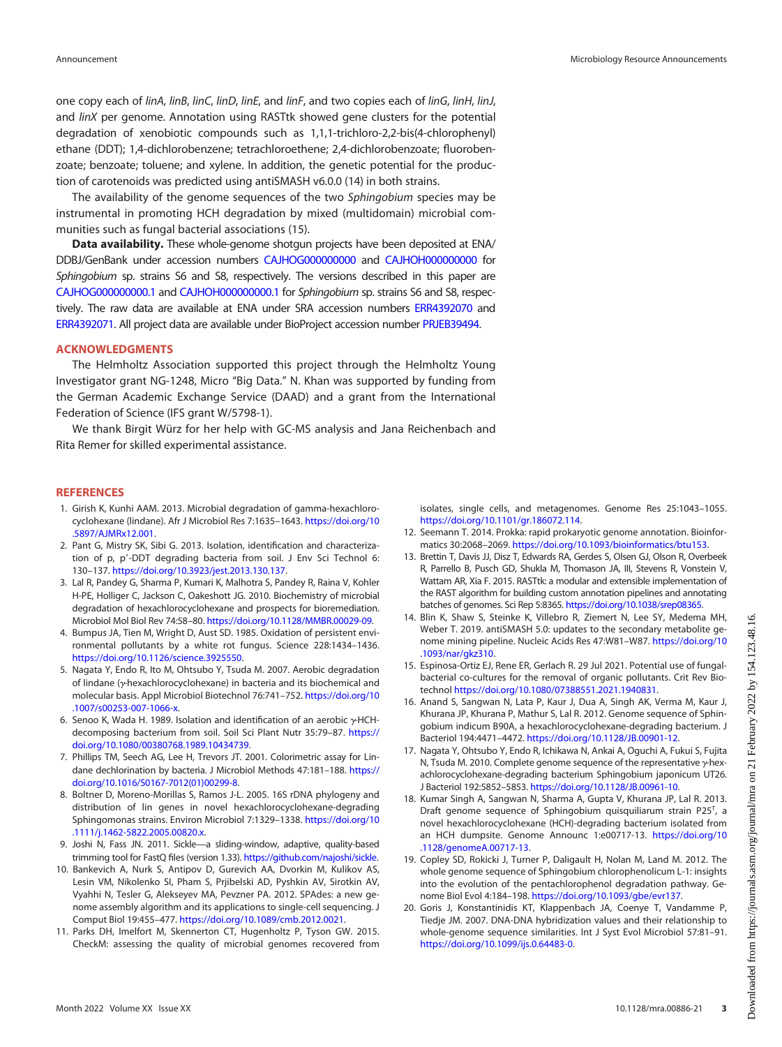one copy each of *linA*, *linB*, *linC*, *linD*, *linE*, and *linF*, and two copies each of *linG*, *linH*, *linJ*, and *linX* per genome. Annotation using RASTtk showed gene clusters for the potential degradation of xenobiotic compounds such as 1,1,1-trichloro-2,2-bis(4-chlorophenyl) ethane (DDT); 1,4-dichlorobenzene; tetrachloroethene; 2,4-dichlorobenzoate; fluorobenzoate; benzoate; toluene; and xylene. In addition, the genetic potential for the production of carotenoids was predicted using antiSMASH v6.0.0 (14) in both strains.

The availability of the genome sequences of the two *Sphingobium* species may be instrumental in promoting HCH degradation by mixed (multidomain) microbial communities such as fungal bacterial associations (15).

**Data availability.** These whole-genome shotgun projects have been deposited at ENA/DDBJ/GenBank under accession numbers CAJHOG000000000 and CAJHOH000000000 for *Sphingobium* sp. strains S6 and S8, respectively. The versions described in this paper are CAJHOG000000000.1 and CAJHOH000000000.1 for *Sphingobium* sp. strains S6 and S8, respectively. The raw data are available at ENA under SRA accession numbers ERR4392070 and ERR4392071. All project data are available under BioProject accession number PRJEB39494.

## ACKNOWLEDGMENTS

The Helmholtz Association supported this project through the Helmholtz Young Investigator grant NG-1248, Micro "Big Data." N. Khan was supported by funding from the German Academic Exchange Service (DAAD) and a grant from the International Federation of Science (IFS grant W/5798-1).

We thank Birgit Würz for her help with GC-MS analysis and Jana Reichenbach and Rita Remer for skilled experimental assistance.

## REFERENCES

1. Girish K, Kunhi AAM. 2013. Microbial degradation of gamma-hexachlorocyclohexane (lindane). Afr J Microbiol Res 7:1635–1643. https://doi.org/10.5897/AJMRx12.001.
2. Pant G, Mistry SK, Sibi G. 2013. Isolation, identification and characterization of p, p′-DDT degrading bacteria from soil. J Env Sci Technol 6:130–137. https://doi.org/10.3923/jest.2013.130.137.
3. Lal R, Pandey G, Sharma P, Kumari K, Malhotra S, Pandey R, Raina V, Kohler H-PE, Holliger C, Jackson C, Oakeshott JG. 2010. Biochemistry of microbial degradation of hexachlorocyclohexane and prospects for bioremediation. Microbiol Mol Biol Rev 74:58–80. https://doi.org/10.1128/MMBR.00029-09.
4. Bumpus JA, Tien M, Wright D, Aust SD. 1985. Oxidation of persistent environmental pollutants by a white rot fungus. Science 228:1434–1436. https://doi.org/10.1126/science.3925550.
5. Nagata Y, Endo R, Ito M, Ohtsubo Y, Tsuda M. 2007. Aerobic degradation of lindane (γ-hexachlorocyclohexane) in bacteria and its biochemical and molecular basis. Appl Microbiol Biotechnol 76:741–752. https://doi.org/10.1007/s00253-007-1066-x.
6. Senoo K, Wada H. 1989. Isolation and identification of an aerobic γ-HCH-decomposing bacterium from soil. Soil Sci Plant Nutr 35:79–87. https://doi.org/10.1080/00380768.1989.10434739.
7. Phillips TM, Seech AG, Lee H, Trevors JT. 2001. Colorimetric assay for Lindane dechlorination by bacteria. J Microbiol Methods 47:181–188. https://doi.org/10.1016/S0167-7012(01)00299-8.
8. Boltner D, Moreno-Morillas S, Ramos J-L. 2005. 16S rDNA phylogeny and distribution of lin genes in novel hexachlorocyclohexane-degrading Sphingomonas strains. Environ Microbiol 7:1329–1338. https://doi.org/10.1111/j.1462-5822.2005.00820.x.
9. Joshi N, Fass JN. 2011. Sickle—a sliding-window, adaptive, quality-based trimming tool for FastQ files (version 1.33). https://github.com/najoshi/sickle.
10. Bankevich A, Nurk S, Antipov D, Gurevich AA, Dvorkin M, Kulikov AS, Lesin VM, Nikolenko SI, Pham S, Prjibelski AD, Pyshkin AV, Sirotkin AV, Vyahhi N, Tesler G, Alekseyev MA, Pevzner PA. 2012. SPAdes: a new genome assembly algorithm and its applications to single-cell sequencing. J Comput Biol 19:455–477. https://doi.org/10.1089/cmb.2012.0021.
11. Parks DH, Imelfort M, Skennerton CT, Hugenholtz P, Tyson GW. 2015. CheckM: assessing the quality of microbial genomes recovered from isolates, single cells, and metagenomes. Genome Res 25:1043–1055. https://doi.org/10.1101/gr.186072.114.
12. Seemann T. 2014. Prokka: rapid prokaryotic genome annotation. Bioinformatics 30:2068–2069. https://doi.org/10.1093/bioinformatics/btu153.
13. Brettin T, Davis JJ, Disz T, Edwards RA, Gerdes S, Olsen GJ, Olson R, Overbeek R, Parrello B, Pusch GD, Shukla M, Thomason JA, III, Stevens R, Vonstein V, Wattam AR, Xia F. 2015. RASTtk: a modular and extensible implementation of the RAST algorithm for building custom annotation pipelines and annotating batches of genomes. Sci Rep 5:8365. https://doi.org/10.1038/srep08365.
14. Blin K, Shaw S, Steinke K, Villebro R, Ziemert N, Lee SY, Medema MH, Weber T. 2019. antiSMASH 5.0: updates to the secondary metabolite genome mining pipeline. Nucleic Acids Res 47:W81–W87. https://doi.org/10.1093/nar/gkz310.
15. Espinosa-Ortiz EJ, Rene ER, Gerlach R. 29 Jul 2021. Potential use of fungal-bacterial co-cultures for the removal of organic pollutants. Crit Rev Biotechnol https://doi.org/10.1080/07388551.2021.1940831.
16. Anand S, Sangwan N, Lata P, Kaur J, Dua A, Singh AK, Verma M, Kaur J, Khurana JP, Khurana P, Mathur S, Lal R. 2012. Genome sequence of Sphingobium indicum B90A, a hexachlorocyclohexane-degrading bacterium. J Bacteriol 194:4471–4472. https://doi.org/10.1128/JB.00901-12.
17. Nagata Y, Ohtsubo Y, Endo R, Ichikawa N, Ankai A, Oguchi A, Fukui S, Fujita N, Tsuda M. 2010. Complete genome sequence of the representative γ-hexachlorocyclohexane-degrading bacterium Sphingobium japonicum UT26. J Bacteriol 192:5852–5853. https://doi.org/10.1128/JB.00961-10.
18. Kumar Singh A, Sangwan N, Sharma A, Gupta V, Khurana JP, Lal R. 2013. Draft genome sequence of Sphingobium quisquiliarum strain P25[T], a novel hexachlorocyclohexane (HCH)-degrading bacterium isolated from an HCH dumpsite. Genome Announc 1:e00717-13. https://doi.org/10.1128/genomeA.00717-13.
19. Copley SD, Rokicki J, Turner P, Daligault H, Nolan M, Land M. 2012. The whole genome sequence of Sphingobium chlorophenolicum L-1: insights into the evolution of the pentachlorophenol degradation pathway. Genome Biol Evol 4:184–198. https://doi.org/10.1093/gbe/evr137.
20. Goris J, Konstantinidis KT, Klappenbach JA, Coenye T, Vandamme P, Tiedje JM. 2007. DNA-DNA hybridization values and their relationship to whole-genome sequence similarities. Int J Syst Evol Microbiol 57:81–91. https://doi.org/10.1099/ijs.0.64483-0.